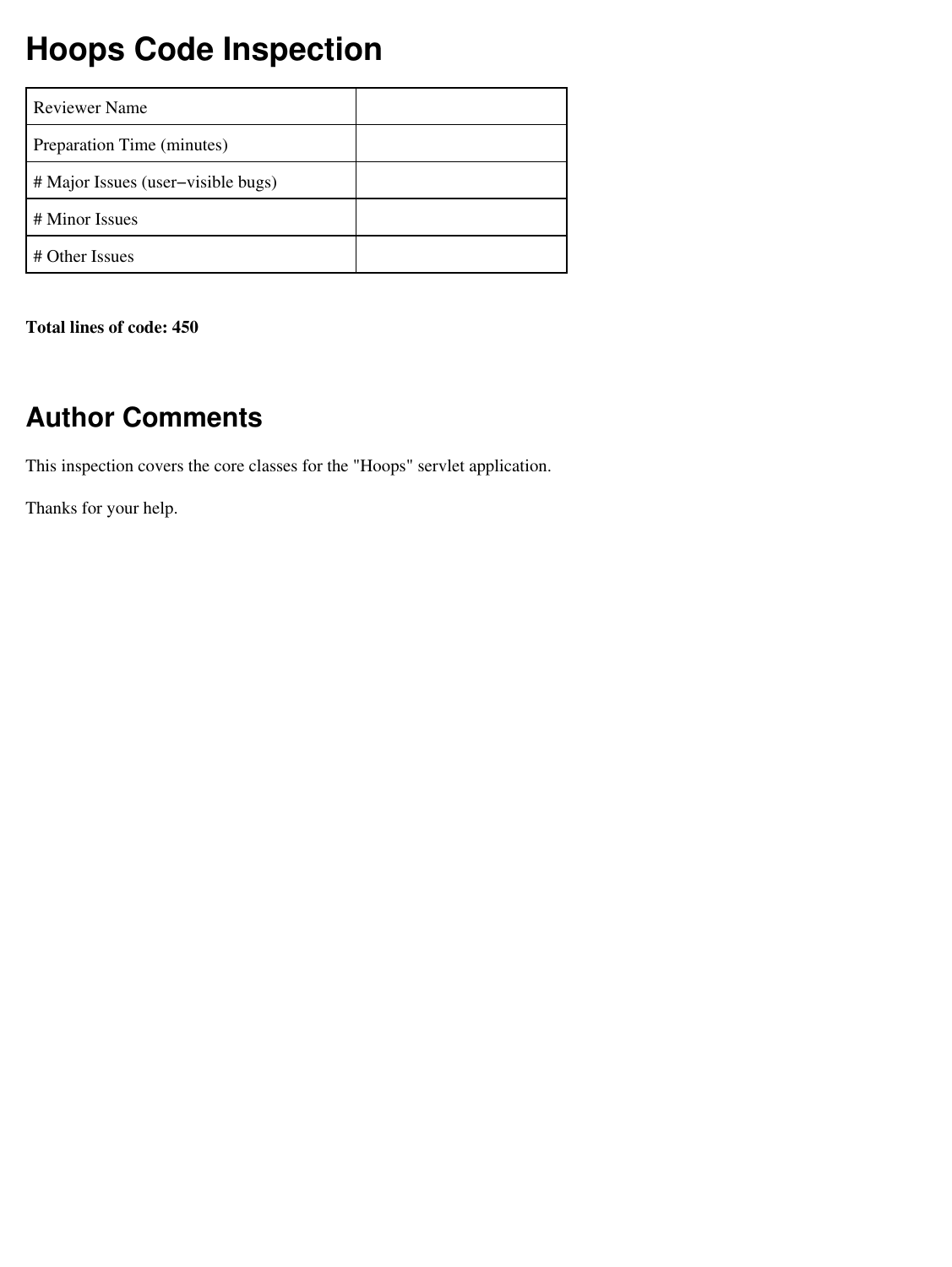# Hoops Code Inspection

| | |
|---|---|
| Reviewer Name | |
| Preparation Time (minutes) | |
| # Major Issues (user−visible bugs) | |
| # Minor Issues | |
| # Other Issues | |

**Total lines of code: 450**

## Author Comments

This inspection covers the core classes for the "Hoops" servlet application.

Thanks for your help.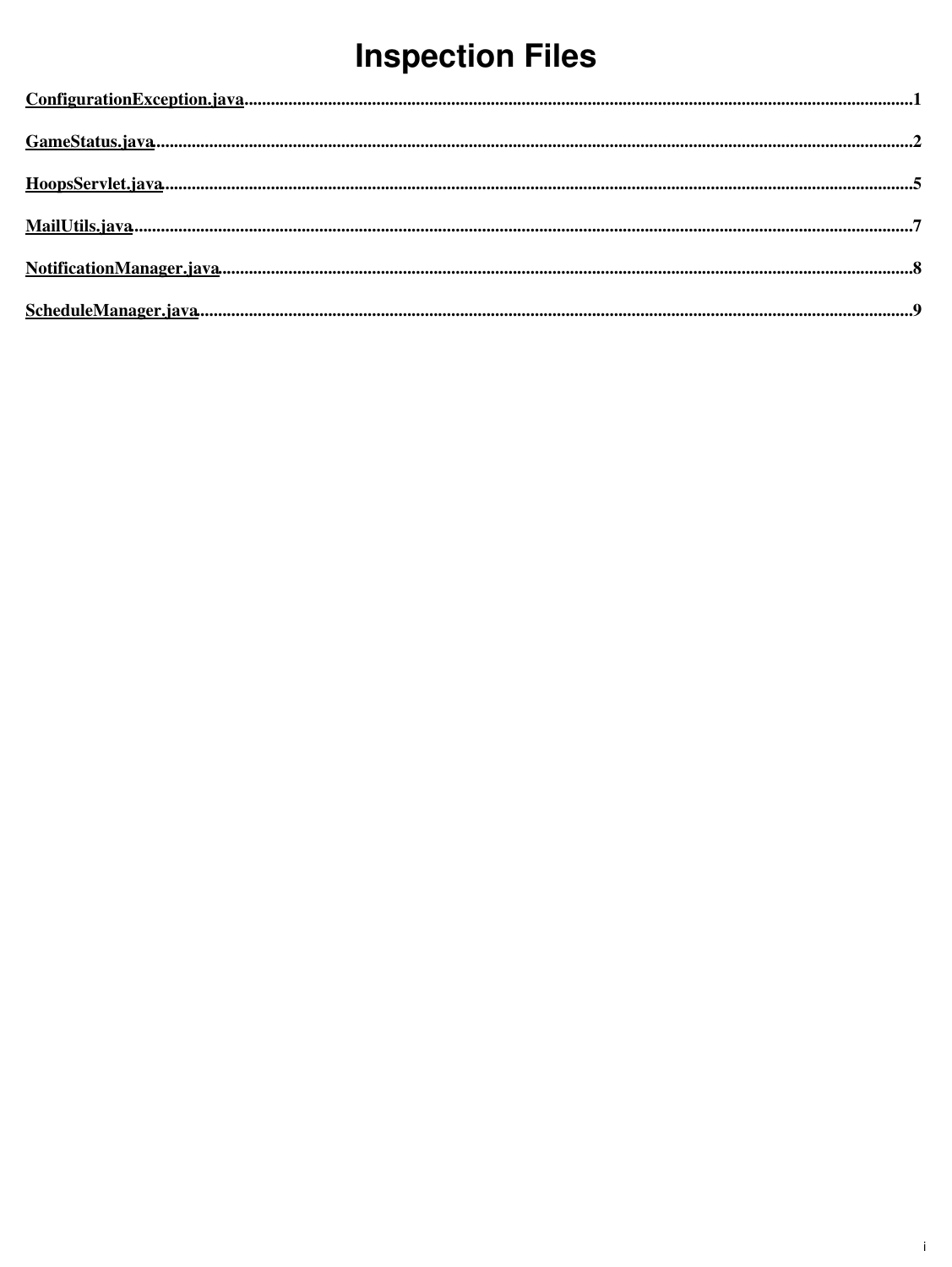# Inspection Files

[ConfigurationException.java](#)........................................................................................................................................................1

[GameStatus.java](#)..........................................................................................................................................................................2

[HoopsServlet.java](#)........................................................................................................................................................................5

[MailUtils.java](#)...............................................................................................................................................................................7

[NotificationManager.java](#)............................................................................................................................................................8

[ScheduleManager.java](#)................................................................................................................................................................9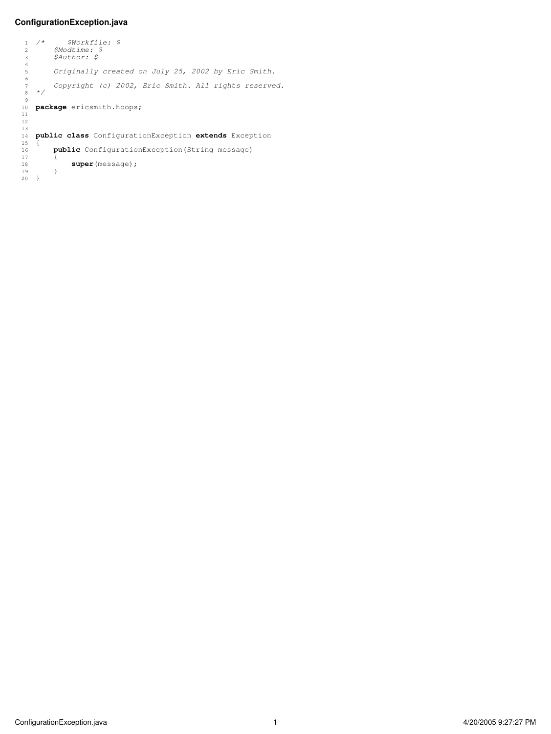**ConfigurationException.java**

```java
/*      $Workfile: $
    $Modtime: $
    $Author: $

    Originally created on July 25, 2002 by Eric Smith.

    Copyright (c) 2002, Eric Smith. All rights reserved.
*/

package ericsmith.hoops;



public class ConfigurationException extends Exception
{
    public ConfigurationException(String message)
    {
        super(message);
    }
}
```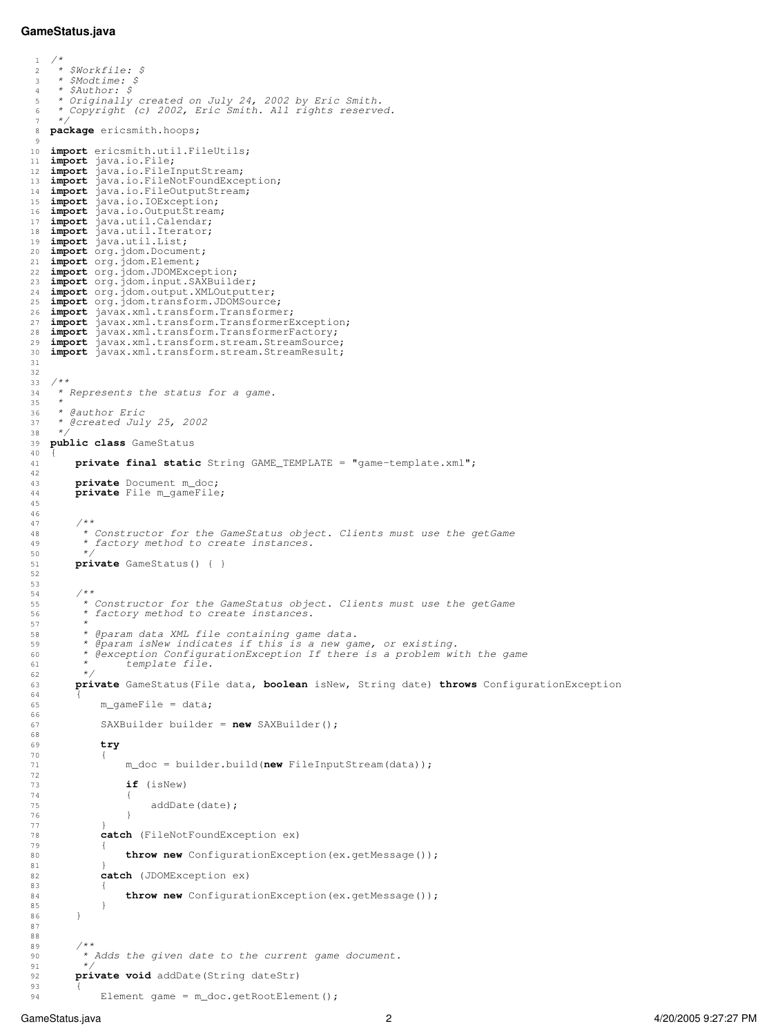**GameStatus.java**

```java
/*
 * $Workfile: $
 * $Modtime: $
 * $Author: $
 * Originally created on July 24, 2002 by Eric Smith.
 * Copyright (c) 2002, Eric Smith. All rights reserved.
 */
package ericsmith.hoops;

import ericsmith.util.FileUtils;
import java.io.File;
import java.io.FileInputStream;
import java.io.FileNotFoundException;
import java.io.FileOutputStream;
import java.io.IOException;
import java.io.OutputStream;
import java.util.Calendar;
import java.util.Iterator;
import java.util.List;
import org.jdom.Document;
import org.jdom.Element;
import org.jdom.JDOMException;
import org.jdom.input.SAXBuilder;
import org.jdom.output.XMLOutputter;
import org.jdom.transform.JDOMSource;
import javax.xml.transform.Transformer;
import javax.xml.transform.TransformerException;
import javax.xml.transform.TransformerFactory;
import javax.xml.transform.stream.StreamSource;
import javax.xml.transform.stream.StreamResult;


/**
 * Represents the status for a game.
 *
 * @author Eric
 * @created July 25, 2002
 */
public class GameStatus
{
    private final static String GAME_TEMPLATE = "game-template.xml";

    private Document m_doc;
    private File m_gameFile;


    /**
     * Constructor for the GameStatus object. Clients must use the getGame
     * factory method to create instances.
     */
    private GameStatus() { }


    /**
     * Constructor for the GameStatus object. Clients must use the getGame
     * factory method to create instances.
     *
     * @param data XML file containing game data.
     * @param isNew indicates if this is a new game, or existing.
     * @exception ConfigurationException If there is a problem with the game
     *      template file.
     */
    private GameStatus(File data, boolean isNew, String date) throws ConfigurationException
    {
        m_gameFile = data;

        SAXBuilder builder = new SAXBuilder();

        try
        {
            m_doc = builder.build(new FileInputStream(data));

            if (isNew)
            {
                addDate(date);
            }
        }
        catch (FileNotFoundException ex)
        {
            throw new ConfigurationException(ex.getMessage());
        }
        catch (JDOMException ex)
        {
            throw new ConfigurationException(ex.getMessage());
        }
    }


    /**
     * Adds the given date to the current game document.
     */
    private void addDate(String dateStr)
    {
        Element game = m_doc.getRootElement();
```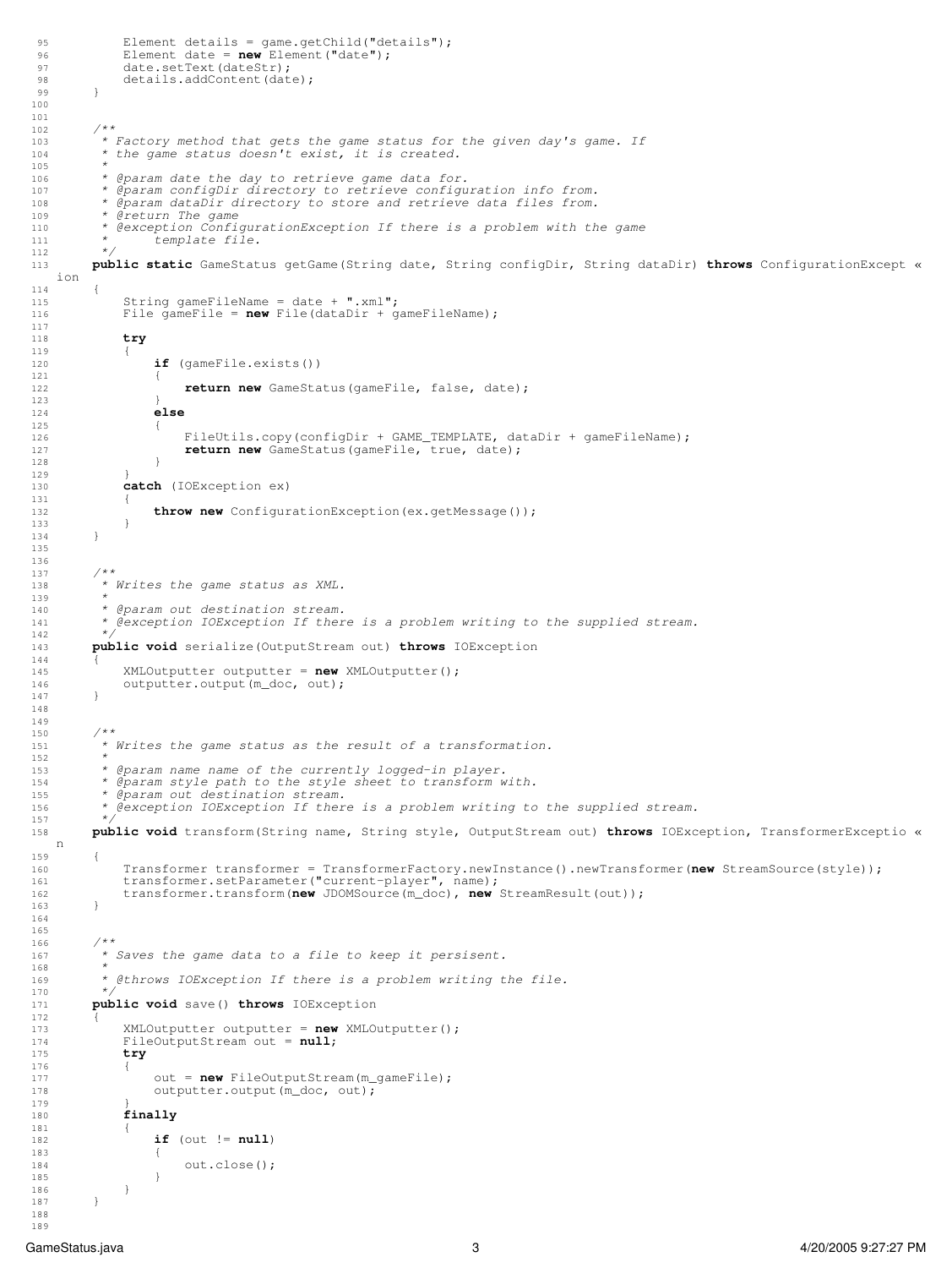```java
        Element details = game.getChild("details");
        Element date = new Element("date");
        date.setText(dateStr);
        details.addContent(date);
    }


    /**
     * Factory method that gets the game status for the given day's game. If
     * the game status doesn't exist, it is created.
     *
     * @param date the day to retrieve game data for.
     * @param configDir directory to retrieve configuration info from.
     * @param dataDir directory to store and retrieve data files from.
     * @return The game
     * @exception ConfigurationException If there is a problem with the game
     *      template file.
     */
    public static GameStatus getGame(String date, String configDir, String dataDir) throws ConfigurationException
    {
        String gameFileName = date + ".xml";
        File gameFile = new File(dataDir + gameFileName);

        try
        {
            if (gameFile.exists())
            {
                return new GameStatus(gameFile, false, date);
            }
            else
            {
                FileUtils.copy(configDir + GAME_TEMPLATE, dataDir + gameFileName);
                return new GameStatus(gameFile, true, date);
            }
        }
        catch (IOException ex)
        {
            throw new ConfigurationException(ex.getMessage());
        }
    }


    /**
     * Writes the game status as XML.
     *
     * @param out destination stream.
     * @exception IOException If there is a problem writing to the supplied stream.
     */
    public void serialize(OutputStream out) throws IOException
    {
        XMLOutputter outputter = new XMLOutputter();
        outputter.output(m_doc, out);
    }


    /**
     * Writes the game status as the result of a transformation.
     *
     * @param name name of the currently logged-in player.
     * @param style path to the style sheet to transform with.
     * @param out destination stream.
     * @exception IOException If there is a problem writing to the supplied stream.
     */
    public void transform(String name, String style, OutputStream out) throws IOException, TransformerException
    {
        Transformer transformer = TransformerFactory.newInstance().newTransformer(new StreamSource(style));
        transformer.setParameter("current-player", name);
        transformer.transform(new JDOMSource(m_doc), new StreamResult(out));
    }


    /**
     * Saves the game data to a file to keep it persisent.
     *
     * @throws IOException If there is a problem writing the file.
     */
    public void save() throws IOException
    {
        XMLOutputter outputter = new XMLOutputter();
        FileOutputStream out = null;
        try
        {
            out = new FileOutputStream(m_gameFile);
            outputter.output(m_doc, out);
        }
        finally
        {
            if (out != null)
            {
                out.close();
            }
        }
    }
```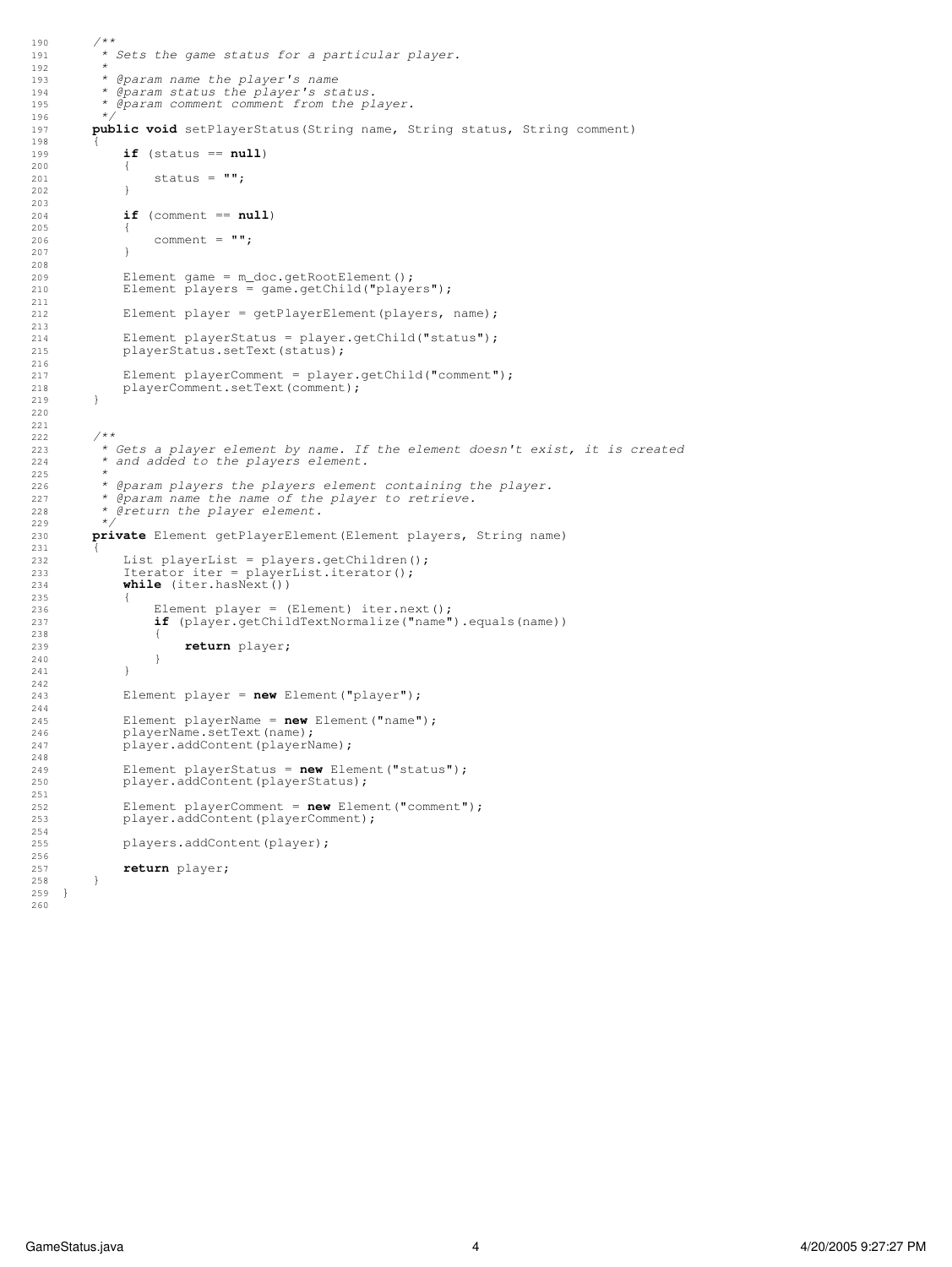```java
    /**
     * Sets the game status for a particular player.
     *
     * @param name the player's name
     * @param status the player's status.
     * @param comment comment from the player.
     */
    public void setPlayerStatus(String name, String status, String comment)
    {
        if (status == null)
        {
            status = "";
        }

        if (comment == null)
        {
            comment = "";
        }

        Element game = m_doc.getRootElement();
        Element players = game.getChild("players");

        Element player = getPlayerElement(players, name);

        Element playerStatus = player.getChild("status");
        playerStatus.setText(status);

        Element playerComment = player.getChild("comment");
        playerComment.setText(comment);
    }


    /**
     * Gets a player element by name. If the element doesn't exist, it is created
     * and added to the players element.
     *
     * @param players the players element containing the player.
     * @param name the name of the player to retrieve.
     * @return the player element.
     */
    private Element getPlayerElement(Element players, String name)
    {
        List playerList = players.getChildren();
        Iterator iter = playerList.iterator();
        while (iter.hasNext())
        {
            Element player = (Element) iter.next();
            if (player.getChildTextNormalize("name").equals(name))
            {
                return player;
            }
        }

        Element player = new Element("player");

        Element playerName = new Element("name");
        playerName.setText(name);
        player.addContent(playerName);

        Element playerStatus = new Element("status");
        player.addContent(playerStatus);

        Element playerComment = new Element("comment");
        player.addContent(playerComment);

        players.addContent(player);

        return player;
    }
}
```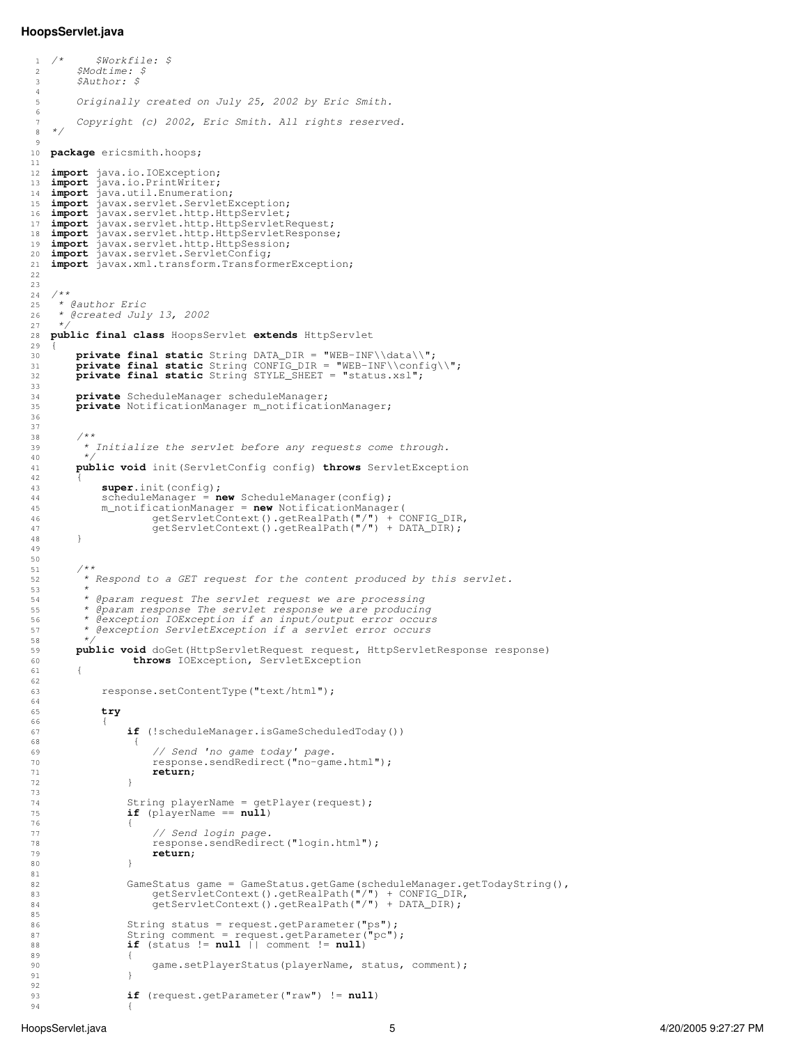**HoopsServlet.java**

```java
/*      $Workfile: $
    $Modtime: $
    $Author: $

    Originally created on July 25, 2002 by Eric Smith.

    Copyright (c) 2002, Eric Smith. All rights reserved.
*/

package ericsmith.hoops;

import java.io.IOException;
import java.io.PrintWriter;
import java.util.Enumeration;
import javax.servlet.ServletException;
import javax.servlet.http.HttpServlet;
import javax.servlet.http.HttpServletRequest;
import javax.servlet.http.HttpServletResponse;
import javax.servlet.http.HttpSession;
import javax.servlet.ServletConfig;
import javax.xml.transform.TransformerException;


/**
 * @author Eric
 * @created July 13, 2002
 */
public final class HoopsServlet extends HttpServlet
{
    private final static String DATA_DIR = "WEB-INF\\data\\";
    private final static String CONFIG_DIR = "WEB-INF\\config\\";
    private final static String STYLE_SHEET = "status.xsl";

    private ScheduleManager scheduleManager;
    private NotificationManager m_notificationManager;


    /**
     * Initialize the servlet before any requests come through.
     */
    public void init(ServletConfig config) throws ServletException
    {
        super.init(config);
        scheduleManager = new ScheduleManager(config);
        m_notificationManager = new NotificationManager(
                getServletContext().getRealPath("/") + CONFIG_DIR,
                getServletContext().getRealPath("/") + DATA_DIR);
    }


    /**
     * Respond to a GET request for the content produced by this servlet.
     *
     * @param request The servlet request we are processing
     * @param response The servlet response we are producing
     * @exception IOException if an input/output error occurs
     * @exception ServletException if a servlet error occurs
     */
    public void doGet(HttpServletRequest request, HttpServletResponse response)
             throws IOException, ServletException
    {

        response.setContentType("text/html");

        try
        {
            if (!scheduleManager.isGameScheduledToday())
             {
                // Send 'no game today' page.
                response.sendRedirect("no-game.html");
                return;
            }

            String playerName = getPlayer(request);
            if (playerName == null)
            {
                // Send login page.
                response.sendRedirect("login.html");
                return;
            }

            GameStatus game = GameStatus.getGame(scheduleManager.getTodayString(),
                getServletContext().getRealPath("/") + CONFIG_DIR,
                getServletContext().getRealPath("/") + DATA_DIR);

            String status = request.getParameter("ps");
            String comment = request.getParameter("pc");
            if (status != null || comment != null)
            {
                game.setPlayerStatus(playerName, status, comment);
            }

            if (request.getParameter("raw") != null)
            {
```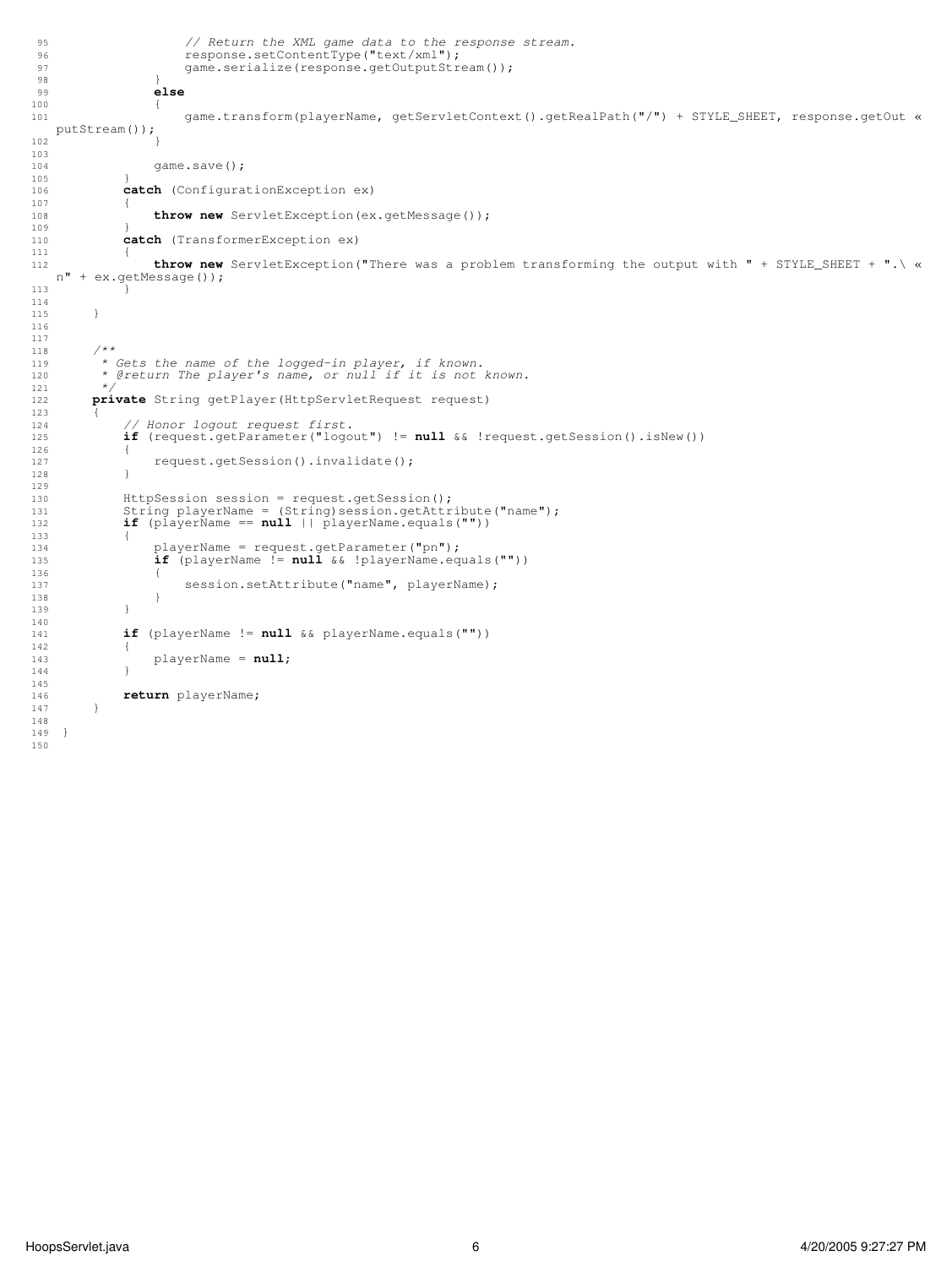```java
                // Return the XML game data to the response stream.
                response.setContentType("text/xml");
                game.serialize(response.getOutputStream());
            }
            else
            {
                game.transform(playerName, getServletContext().getRealPath("/") + STYLE_SHEET, response.getOut «
putStream());
            }

            game.save();
        }
        catch (ConfigurationException ex)
        {
            throw new ServletException(ex.getMessage());
        }
        catch (TransformerException ex)
        {
            throw new ServletException("There was a problem transforming the output with " + STYLE_SHEET + ".\ «
n" + ex.getMessage());
        }

    }


    /**
     * Gets the name of the logged-in player, if known.
     * @return The player's name, or null if it is not known.
     */
    private String getPlayer(HttpServletRequest request)
    {
        // Honor logout request first.
        if (request.getParameter("logout") != null && !request.getSession().isNew())
        {
            request.getSession().invalidate();
        }

        HttpSession session = request.getSession();
        String playerName = (String)session.getAttribute("name");
        if (playerName == null || playerName.equals(""))
        {
            playerName = request.getParameter("pn");
            if (playerName != null && !playerName.equals(""))
            {
                session.setAttribute("name", playerName);
            }
        }

        if (playerName != null && playerName.equals(""))
        {
            playerName = null;
        }

        return playerName;
    }

}
```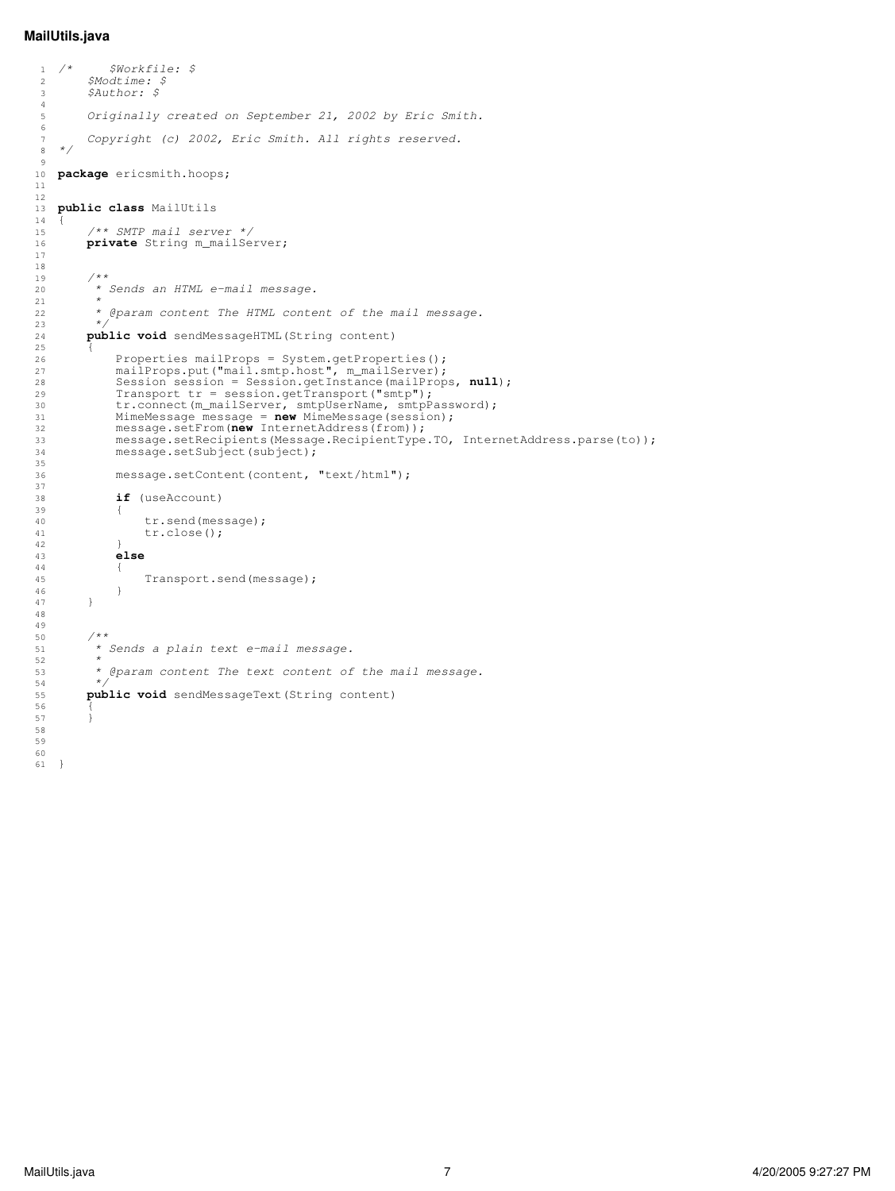**MailUtils.java**

```java
/*      $Workfile: $
     $Modtime: $
     $Author: $

     Originally created on September 21, 2002 by Eric Smith.

     Copyright (c) 2002, Eric Smith. All rights reserved.
*/

package ericsmith.hoops;


public class MailUtils
{
    /** SMTP mail server */
    private String m_mailServer;


    /**
     * Sends an HTML e-mail message.
     *
     * @param content The HTML content of the mail message.
     */
    public void sendMessageHTML(String content)
    {
        Properties mailProps = System.getProperties();
        mailProps.put("mail.smtp.host", m_mailServer);
        Session session = Session.getInstance(mailProps, null);
        Transport tr = session.getTransport("smtp");
        tr.connect(m_mailServer, smtpUserName, smtpPassword);
        MimeMessage message = new MimeMessage(session);
        message.setFrom(new InternetAddress(from));
        message.setRecipients(Message.RecipientType.TO, InternetAddress.parse(to));
        message.setSubject(subject);

        message.setContent(content, "text/html");

        if (useAccount)
        {
            tr.send(message);
            tr.close();
        }
        else
        {
            Transport.send(message);
        }
    }


    /**
     * Sends a plain text e-mail message.
     *
     * @param content The text content of the mail message.
     */
    public void sendMessageText(String content)
    {
    }



}
```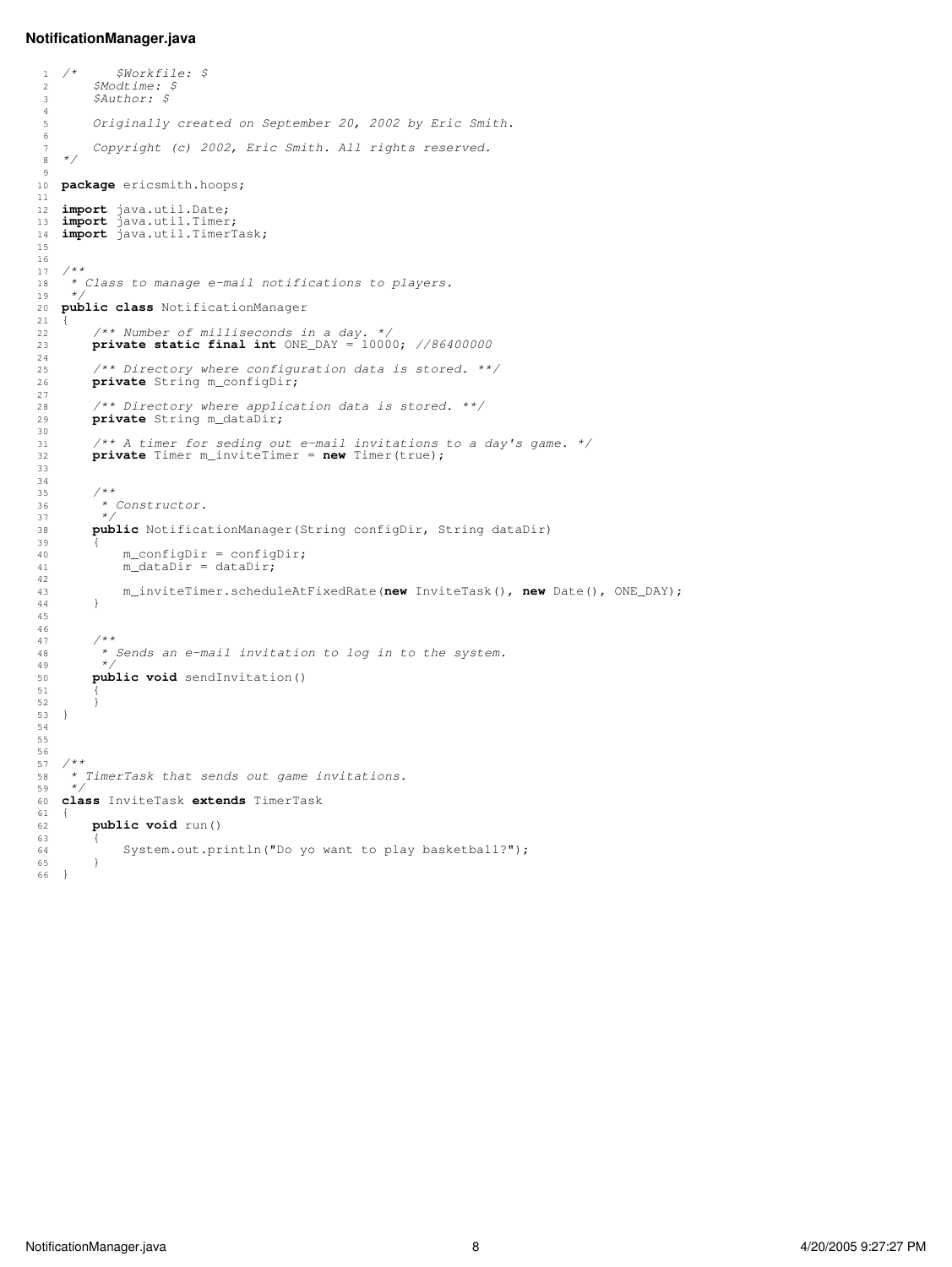**NotificationManager.java**

```java
/*     $Workfile: $
    $Modtime: $
    $Author: $

    Originally created on September 20, 2002 by Eric Smith.

    Copyright (c) 2002, Eric Smith. All rights reserved.
*/

package ericsmith.hoops;

import java.util.Date;
import java.util.Timer;
import java.util.TimerTask;


/**
 * Class to manage e-mail notifications to players.
 */
public class NotificationManager
{
    /** Number of milliseconds in a day. */
    private static final int ONE_DAY = 10000; //86400000

    /** Directory where configuration data is stored. **/
    private String m_configDir;

    /** Directory where application data is stored. **/
    private String m_dataDir;

    /** A timer for seding out e-mail invitations to a day's game. */
    private Timer m_inviteTimer = new Timer(true);


    /**
     * Constructor.
     */
    public NotificationManager(String configDir, String dataDir)
    {
        m_configDir = configDir;
        m_dataDir = dataDir;

        m_inviteTimer.scheduleAtFixedRate(new InviteTask(), new Date(), ONE_DAY);
    }


    /**
     * Sends an e-mail invitation to log in to the system.
     */
    public void sendInvitation()
    {
    }
}



/**
 * TimerTask that sends out game invitations.
 */
class InviteTask extends TimerTask
{
    public void run()
    {
        System.out.println("Do yo want to play basketball?");
    }
}
```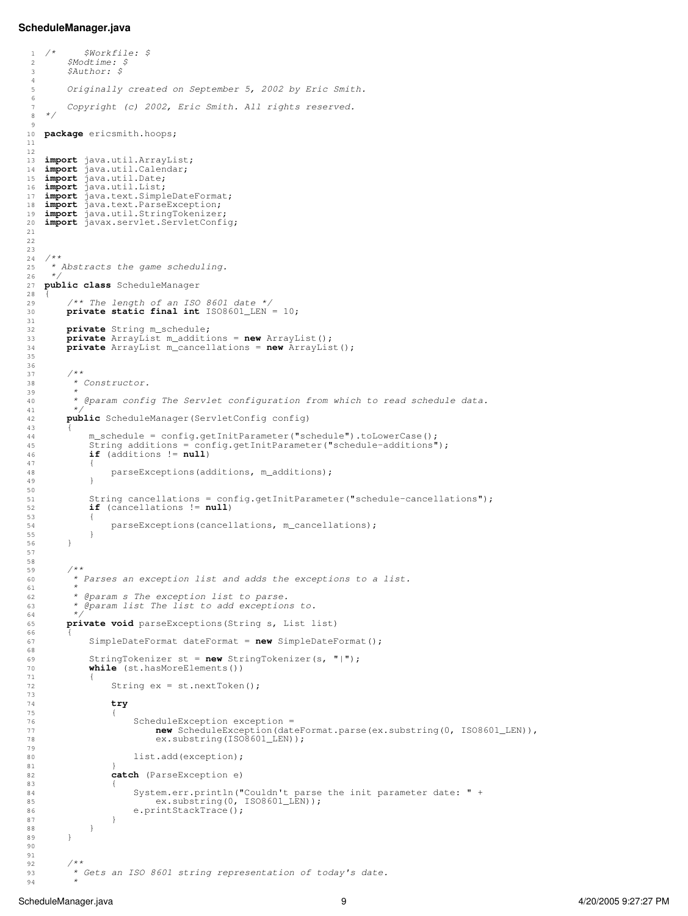**ScheduleManager.java**

```java
/*     $Workfile: $
    $Modtime: $
    $Author: $

    Originally created on September 5, 2002 by Eric Smith.

    Copyright (c) 2002, Eric Smith. All rights reserved.
*/

package ericsmith.hoops;


import java.util.ArrayList;
import java.util.Calendar;
import java.util.Date;
import java.util.List;
import java.text.SimpleDateFormat;
import java.text.ParseException;
import java.util.StringTokenizer;
import javax.servlet.ServletConfig;



/**
 * Abstracts the game scheduling.
 */
public class ScheduleManager
{
    /** The length of an ISO 8601 date */
    private static final int ISO8601_LEN = 10;

    private String m_schedule;
    private ArrayList m_additions = new ArrayList();
    private ArrayList m_cancellations = new ArrayList();


    /**
     * Constructor.
     *
     * @param config The Servlet configuration from which to read schedule data.
     */
    public ScheduleManager(ServletConfig config)
    {
        m_schedule = config.getInitParameter("schedule").toLowerCase();
        String additions = config.getInitParameter("schedule-additions");
        if (additions != null)
        {
            parseExceptions(additions, m_additions);
        }

        String cancellations = config.getInitParameter("schedule-cancellations");
        if (cancellations != null)
        {
            parseExceptions(cancellations, m_cancellations);
        }
    }


    /**
     * Parses an exception list and adds the exceptions to a list.
     *
     * @param s The exception list to parse.
     * @param list The list to add exceptions to.
     */
    private void parseExceptions(String s, List list)
    {
        SimpleDateFormat dateFormat = new SimpleDateFormat();

        StringTokenizer st = new StringTokenizer(s, "|");
        while (st.hasMoreElements())
        {
            String ex = st.nextToken();

            try
            {
                ScheduleException exception =
                    new ScheduleException(dateFormat.parse(ex.substring(0, ISO8601_LEN)),
                    ex.substring(ISO8601_LEN));

                list.add(exception);
            }
            catch (ParseException e)
            {
                System.err.println("Couldn't parse the init parameter date: " +
                    ex.substring(0, ISO8601_LEN));
                e.printStackTrace();
            }
        }
    }


    /**
     * Gets an ISO 8601 string representation of today's date.
     *
```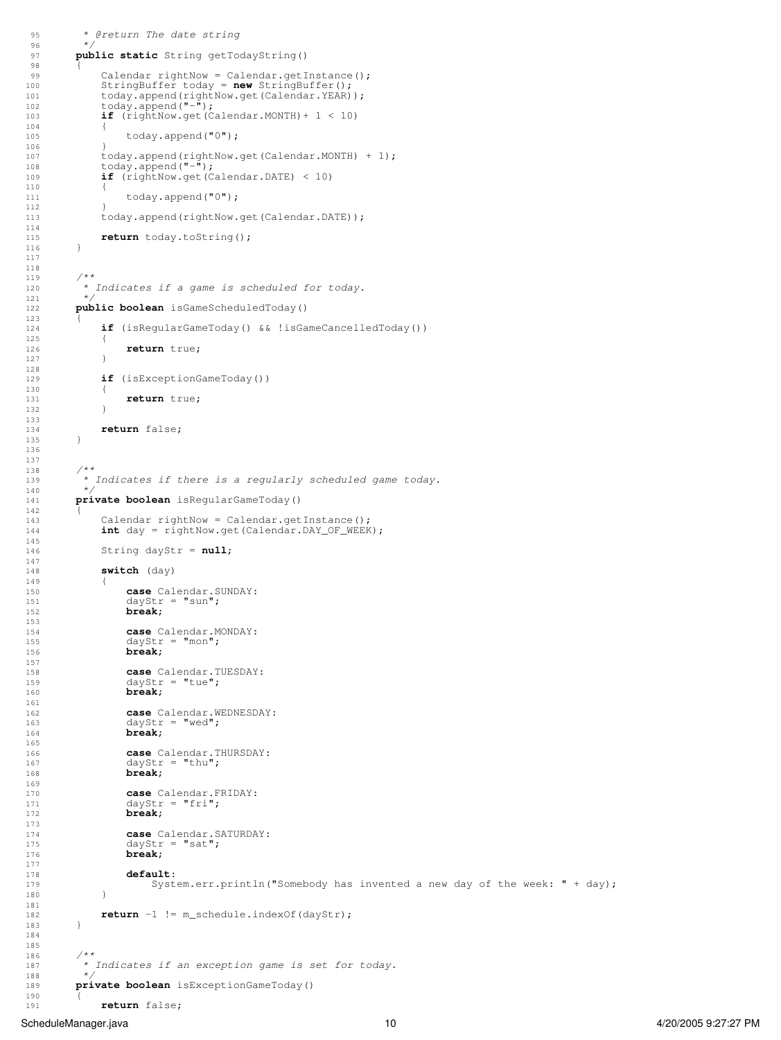```java
     * @return The date string
     */
    public static String getTodayString()
    {
        Calendar rightNow = Calendar.getInstance();
        StringBuffer today = new StringBuffer();
        today.append(rightNow.get(Calendar.YEAR));
        today.append("-");
        if (rightNow.get(Calendar.MONTH)+ 1 < 10)
        {
            today.append("0");
        }
        today.append(rightNow.get(Calendar.MONTH) + 1);
        today.append("-");
        if (rightNow.get(Calendar.DATE) < 10)
        {
            today.append("0");
        }
        today.append(rightNow.get(Calendar.DATE));

        return today.toString();
    }


    /**
     * Indicates if a game is scheduled for today.
     */
    public boolean isGameScheduledToday()
    {
        if (isRegularGameToday() && !isGameCancelledToday())
        {
            return true;
        }

        if (isExceptionGameToday())
        {
            return true;
        }

        return false;
    }


    /**
     * Indicates if there is a regularly scheduled game today.
     */
    private boolean isRegularGameToday()
    {
        Calendar rightNow = Calendar.getInstance();
        int day = rightNow.get(Calendar.DAY_OF_WEEK);

        String dayStr = null;

        switch (day)
        {
            case Calendar.SUNDAY:
            dayStr = "sun";
            break;

            case Calendar.MONDAY:
            dayStr = "mon";
            break;

            case Calendar.TUESDAY:
            dayStr = "tue";
            break;

            case Calendar.WEDNESDAY:
            dayStr = "wed";
            break;

            case Calendar.THURSDAY:
            dayStr = "thu";
            break;

            case Calendar.FRIDAY:
            dayStr = "fri";
            break;

            case Calendar.SATURDAY:
            dayStr = "sat";
            break;

            default:
                System.err.println("Somebody has invented a new day of the week: " + day);
        }

        return -1 != m_schedule.indexOf(dayStr);
    }


    /**
     * Indicates if an exception game is set for today.
     */
    private boolean isExceptionGameToday()
    {
        return false;
```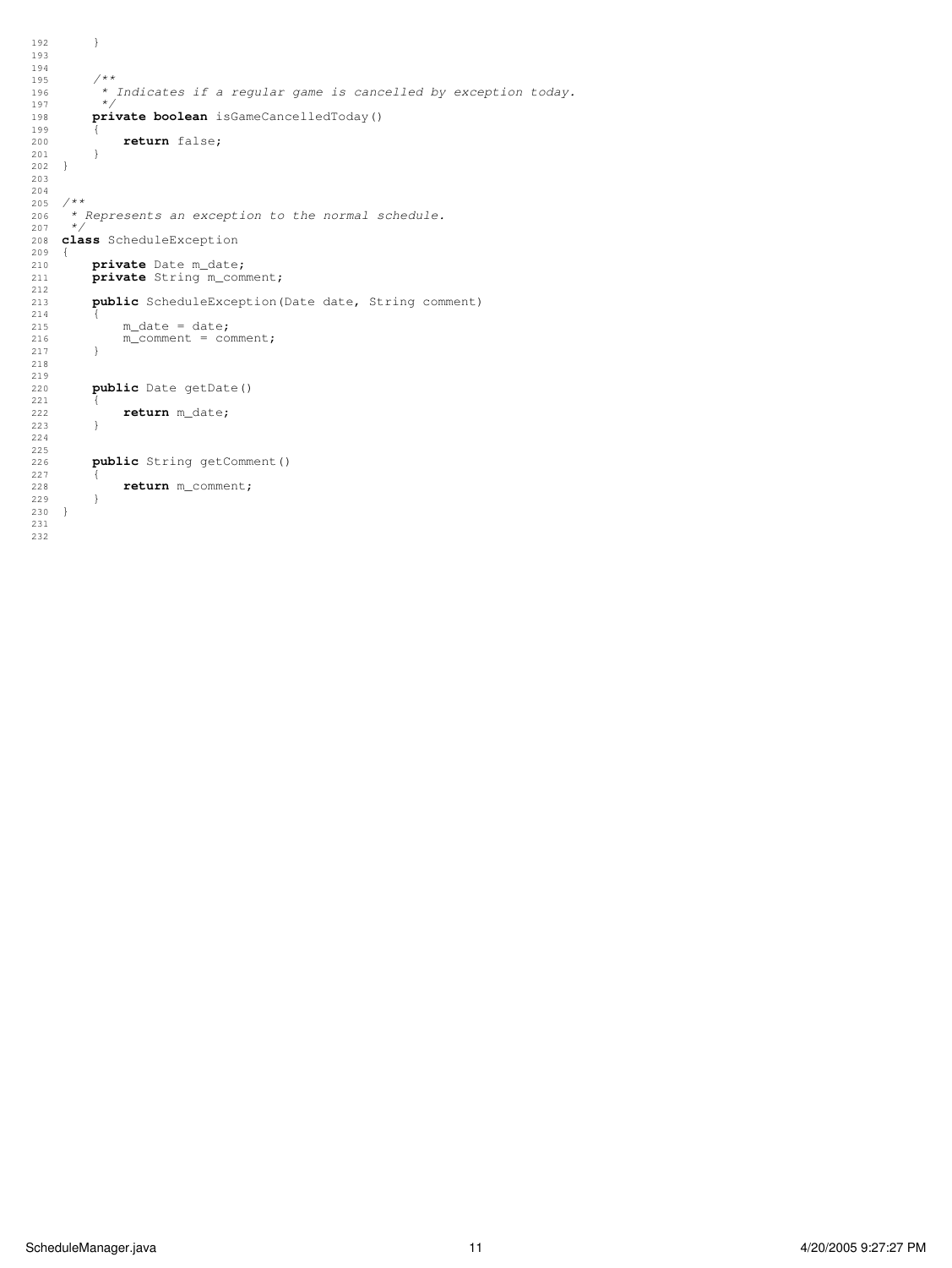```java
    }


    /**
     * Indicates if a regular game is cancelled by exception today.
     */
    private boolean isGameCancelledToday()
    {
        return false;
    }
}


/**
 * Represents an exception to the normal schedule.
 */
class ScheduleException
{
    private Date m_date;
    private String m_comment;

    public ScheduleException(Date date, String comment)
    {
        m_date = date;
        m_comment = comment;
    }


    public Date getDate()
    {
        return m_date;
    }


    public String getComment()
    {
        return m_comment;
    }
}
```